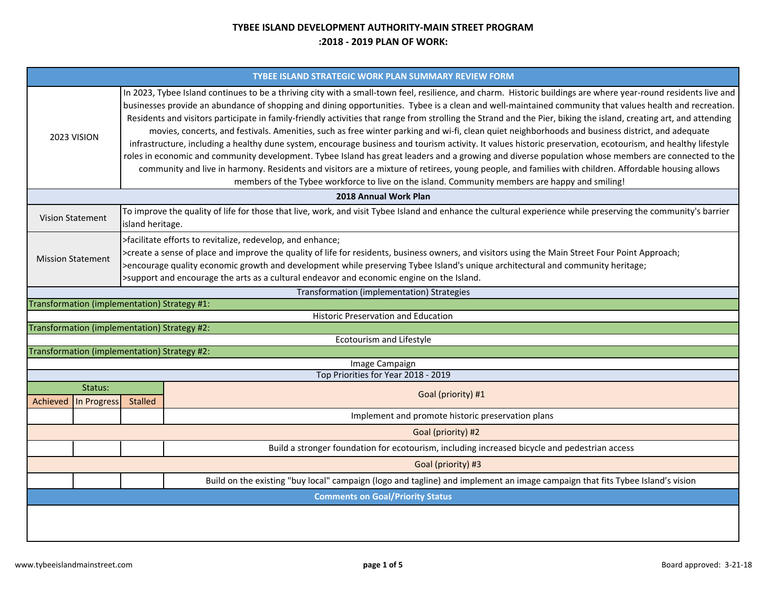# TYBEE ISLAND DEVELOPMENT AUTHORITY-MAIN STREET PROGRAM

## :2018 - 2019 PLAN OF WORK:

**TYBEE ISLAND STRATEGIC WORK PLAN SUMMARY REVIEW FORM**

| | |
|---|---|
| 2023 VISION | In 2023, Tybee Island continues to be a thriving city with a small-town feel, resilience, and charm. Historic buildings are where year-round residents live and businesses provide an abundance of shopping and dining opportunities. Tybee is a clean and well-maintained community that values health and recreation. Residents and visitors participate in family-friendly activities that range from strolling the Strand and the Pier, biking the island, creating art, and attending movies, concerts, and festivals. Amenities, such as free winter parking and wi-fi, clean quiet neighborhoods and business district, and adequate infrastructure, including a healthy dune system, encourage business and tourism activity. It values historic preservation, ecotourism, and healthy lifestyle roles in economic and community development. Tybee Island has great leaders and a growing and diverse population whose members are connected to the community and live in harmony. Residents and visitors are a mixture of retirees, young people, and families with children. Affordable housing allows members of the Tybee workforce to live on the island. Community members are happy and smiling! |

**2018 Annual Work Plan**

| | |
|---|---|
| Vision Statement | To improve the quality of life for those that live, work, and visit Tybee Island and enhance the cultural experience while preserving the community's barrier island heritage. |
| Mission Statement | >facilitate efforts to revitalize, redevelop, and enhance;<br>>create a sense of place and improve the quality of life for residents, business owners, and visitors using the Main Street Four Point Approach;<br>>encourage quality economic growth and development while preserving Tybee Island's unique architectural and community heritage;<br>>support and encourage the arts as a cultural endeavor and economic engine on the Island. |

**Transformation (implementation) Strategies**

Transformation (implementation) Strategy #1:

Historic Preservation and Education

Transformation (implementation) Strategy #2:

Ecotourism and Lifestyle

Transformation (implementation) Strategy #2:

Image Campaign

**Top Priorities for Year 2018 - 2019**

| Status: | | | |
|---|---|---|---|
| Achieved | In Progress | Stalled | Goal (priority) #1 |
| | | | Implement and promote historic preservation plans |
| | | | Goal (priority) #2 |
| | | | Build a stronger foundation for ecotourism, including increased bicycle and pedestrian access |
| | | | Goal (priority) #3 |
| | | | Build on the existing "buy local" campaign (logo and tagline) and implement an image campaign that fits Tybee Island's vision |

**Comments on Goal/Priority Status**

www.tybeeislandmainstreet.com

Board approved: 3-21-18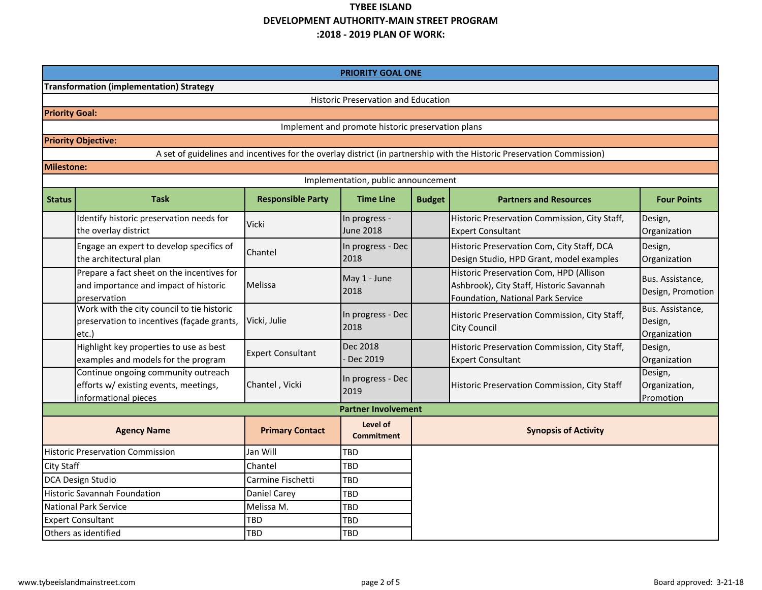# TYBEE ISLAND
## DEVELOPMENT AUTHORITY-MAIN STREET PROGRAM
## :2018 - 2019 PLAN OF WORK:

**PRIORITY GOAL ONE**

**Transformation (implementation) Strategy**

Historic Preservation and Education

**Priority Goal:**

Implement and promote historic preservation plans

**Priority Objective:**

A set of guidelines and incentives for the overlay district (in partnership with the Historic Preservation Commission)

**Milestone:**

Implementation, public announcement

| Status | Task | Responsible Party | Time Line | Budget | Partners and Resources | Four Points |
|---|---|---|---|---|---|---|
| | Identify historic preservation needs for the overlay district | Vicki | In progress - June 2018 | | Historic Preservation Commission, City Staff, Expert Consultant | Design, Organization |
| | Engage an expert to develop specifics of the architectural plan | Chantel | In progress - Dec 2018 | | Historic Preservation Com, City Staff, DCA Design Studio, HPD Grant, model examples | Design, Organization |
| | Prepare a fact sheet on the incentives for and importance and impact of historic preservation | Melissa | May 1 - June 2018 | | Historic Preservation Com, HPD (Allison Ashbrook), City Staff, Historic Savannah Foundation, National Park Service | Bus. Assistance, Design, Promotion |
| | Work with the city council to tie historic preservation to incentives (façade grants, etc.) | Vicki, Julie | In progress - Dec 2018 | | Historic Preservation Commission, City Staff, City Council | Bus. Assistance, Design, Organization |
| | Highlight key properties to use as best examples and models for the program | Expert Consultant | Dec 2018 - Dec 2019 | | Historic Preservation Commission, City Staff, Expert Consultant | Design, Organization |
| | Continue ongoing community outreach efforts w/ existing events, meetings, informational pieces | Chantel , Vicki | In progress - Dec 2019 | | Historic Preservation Commission, City Staff | Design, Organization, Promotion |

**Partner Involvement**

| Agency Name | Primary Contact | Level of Commitment | Synopsis of Activity |
|---|---|---|---|
| Historic Preservation Commission | Jan Will | TBD | |
| City Staff | Chantel | TBD | |
| DCA Design Studio | Carmine Fischetti | TBD | |
| Historic Savannah Foundation | Daniel Carey | TBD | |
| National Park Service | Melissa M. | TBD | |
| Expert Consultant | TBD | TBD | |
| Others as identified | TBD | TBD | |

www.tybeeislandmainstreet.com

Board approved: 3-21-18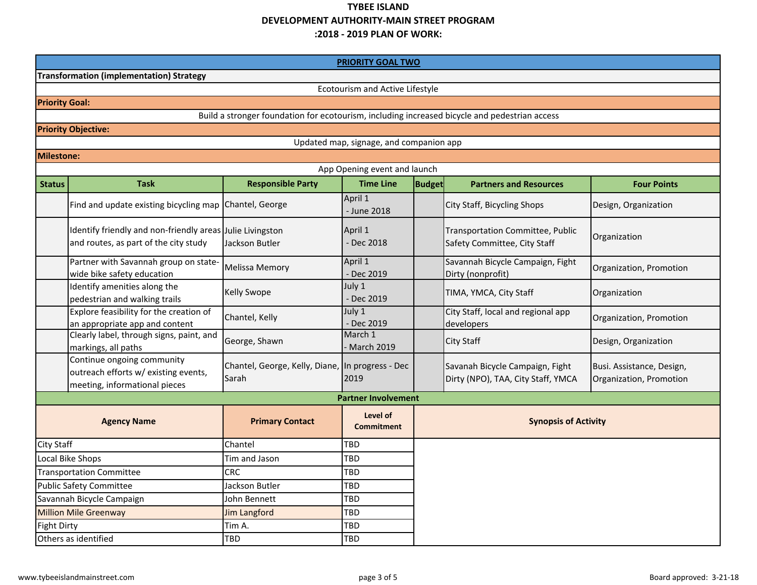# TYBEE ISLAND
## DEVELOPMENT AUTHORITY-MAIN STREET PROGRAM
## :2018 - 2019 PLAN OF WORK:

**PRIORITY GOAL TWO**

**Transformation (implementation) Strategy**

Ecotourism and Active Lifestyle

**Priority Goal:**

Build a stronger foundation for ecotourism, including increased bicycle and pedestrian access

**Priority Objective:**

Updated map, signage, and companion app

**Milestone:**

App Opening event and launch

| Status | Task | Responsible Party | Time Line | Budget | Partners and Resources | Four Points |
|---|---|---|---|---|---|---|
| | Find and update existing bicycling map | Chantel, George | April 1 - June 2018 | | City Staff, Bicycling Shops | Design, Organization |
| | Identify friendly and non-friendly areas and routes, as part of the city study | Julie Livingston Jackson Butler | April 1 - Dec 2018 | | Transportation Committee, Public Safety Committee, City Staff | Organization |
| | Partner with Savannah group on state-wide bike safety education | Melissa Memory | April 1 - Dec 2019 | | Savannah Bicycle Campaign, Fight Dirty (nonprofit) | Organization, Promotion |
| | Identify amenities along the pedestrian and walking trails | Kelly Swope | July 1 - Dec 2019 | | TIMA, YMCA, City Staff | Organization |
| | Explore feasibility for the creation of an appropriate app and content | Chantel, Kelly | July 1 - Dec 2019 | | City Staff, local and regional app developers | Organization, Promotion |
| | Clearly label, through signs, paint, and markings, all paths | George, Shawn | March 1 - March 2019 | | City Staff | Design, Organization |
| | Continue ongoing community outreach efforts w/ existing events, meeting, informational pieces | Chantel, George, Kelly, Diane, Sarah | In progress - Dec 2019 | | Savanah Bicycle Campaign, Fight Dirty (NPO), TAA, City Staff, YMCA | Busi. Assistance, Design, Organization, Promotion |

**Partner Involvement**

| Agency Name | Primary Contact | Level of Commitment | Synopsis of Activity |
|---|---|---|---|
| City Staff | Chantel | TBD | |
| Local Bike Shops | Tim and Jason | TBD | |
| Transportation Committee | CRC | TBD | |
| Public Safety Committee | Jackson Butler | TBD | |
| Savannah Bicycle Campaign | John Bennett | TBD | |
| Million Mile Greenway | Jim Langford | TBD | |
| Fight Dirty | Tim A. | TBD | |
| Others as identified | TBD | TBD | |

www.tybeeislandmainstreet.com

Board approved: 3-21-18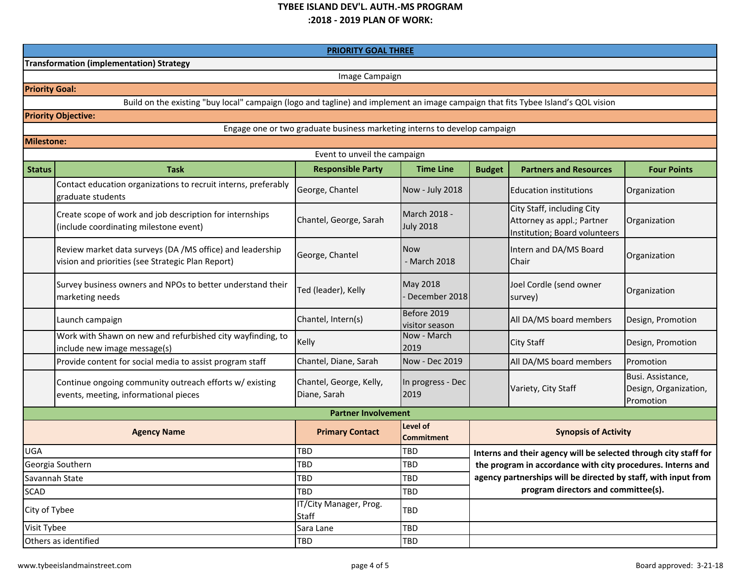# TYBEE ISLAND DEV'L. AUTH.-MS PROGRAM
## :2018 - 2019 PLAN OF WORK:

### PRIORITY GOAL THREE

**Transformation (implementation) Strategy**

Image Campaign

**Priority Goal:**

Build on the existing "buy local" campaign (logo and tagline) and implement an image campaign that fits Tybee Island's QOL vision

**Priority Objective:**

Engage one or two graduate business marketing interns to develop campaign

**Milestone:**

Event to unveil the campaign

| Status | Task | Responsible Party | Time Line | Budget | Partners and Resources | Four Points |
|---|---|---|---|---|---|---|
| | Contact education organizations to recruit interns, preferably graduate students | George, Chantel | Now - July 2018 | | Education institutions | Organization |
| | Create scope of work and job description for internships (include coordinating milestone event) | Chantel, George, Sarah | March 2018 - July 2018 | | City Staff, including City Attorney as appl.; Partner Institution; Board volunteers | Organization |
| | Review market data surveys (DA /MS office) and leadership vision and priorities (see Strategic Plan Report) | George, Chantel | Now - March 2018 | | Intern and DA/MS Board Chair | Organization |
| | Survey business owners and NPOs to better understand their marketing needs | Ted (leader), Kelly | May 2018 - December 2018 | | Joel Cordle (send owner survey) | Organization |
| | Launch campaign | Chantel, Intern(s) | Before 2019 visitor season | | All DA/MS board members | Design, Promotion |
| | Work with Shawn on new and refurbished city wayfinding, to include new image message(s) | Kelly | Now - March 2019 | | City Staff | Design, Promotion |
| | Provide content for social media to assist program staff | Chantel, Diane, Sarah | Now - Dec 2019 | | All DA/MS board members | Promotion |
| | Continue ongoing community outreach efforts w/ existing events, meeting, informational pieces | Chantel, George, Kelly, Diane, Sarah | In progress - Dec 2019 | | Variety, City Staff | Busi. Assistance, Design, Organization, Promotion |

**Partner Involvement**

| Agency Name | Primary Contact | Level of Commitment | Synopsis of Activity |
|---|---|---|---|
| UGA | TBD | TBD | **Interns and their agency will be selected through city staff for the program in accordance with city procedures. Interns and agency partnerships will be directed by staff, with input from program directors and committee(s).** |
| Georgia Southern | TBD | TBD | |
| Savannah State | TBD | TBD | |
| SCAD | TBD | TBD | |
| City of Tybee | IT/City Manager, Prog. Staff | TBD | |
| Visit Tybee | Sara Lane | TBD | |
| Others as identified | TBD | TBD | |

www.tybeeislandmainstreet.com

Board approved: 3-21-18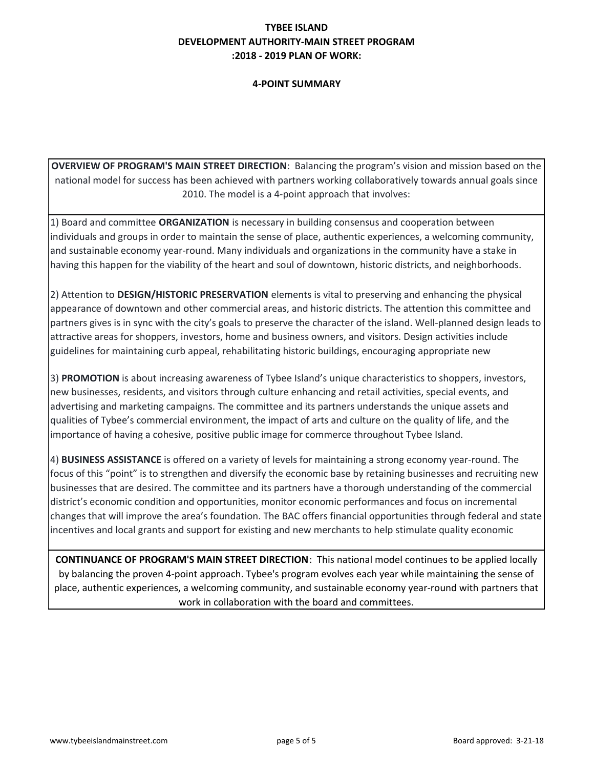**TYBEE ISLAND**
**DEVELOPMENT AUTHORITY-MAIN STREET PROGRAM**
**:2018 - 2019 PLAN OF WORK:**

**4-POINT SUMMARY**

**OVERVIEW OF PROGRAM'S MAIN STREET DIRECTION**: Balancing the program's vision and mission based on the national model for success has been achieved with partners working collaboratively towards annual goals since 2010. The model is a 4-point approach that involves:

1) Board and committee **ORGANIZATION** is necessary in building consensus and cooperation between individuals and groups in order to maintain the sense of place, authentic experiences, a welcoming community, and sustainable economy year-round. Many individuals and organizations in the community have a stake in having this happen for the viability of the heart and soul of downtown, historic districts, and neighborhoods.

2) Attention to **DESIGN/HISTORIC PRESERVATION** elements is vital to preserving and enhancing the physical appearance of downtown and other commercial areas, and historic districts. The attention this committee and partners gives is in sync with the city's goals to preserve the character of the island. Well-planned design leads to attractive areas for shoppers, investors, home and business owners, and visitors. Design activities include guidelines for maintaining curb appeal, rehabilitating historic buildings, encouraging appropriate new

3) **PROMOTION** is about increasing awareness of Tybee Island's unique characteristics to shoppers, investors, new businesses, residents, and visitors through culture enhancing and retail activities, special events, and advertising and marketing campaigns. The committee and its partners understands the unique assets and qualities of Tybee's commercial environment, the impact of arts and culture on the quality of life, and the importance of having a cohesive, positive public image for commerce throughout Tybee Island.

4) **BUSINESS ASSISTANCE** is offered on a variety of levels for maintaining a strong economy year-round. The focus of this "point" is to strengthen and diversify the economic base by retaining businesses and recruiting new businesses that are desired. The committee and its partners have a thorough understanding of the commercial district's economic condition and opportunities, monitor economic performances and focus on incremental changes that will improve the area's foundation. The BAC offers financial opportunities through federal and state incentives and local grants and support for existing and new merchants to help stimulate quality economic

**CONTINUANCE OF PROGRAM'S MAIN STREET DIRECTION**: This national model continues to be applied locally by balancing the proven 4-point approach. Tybee's program evolves each year while maintaining the sense of place, authentic experiences, a welcoming community, and sustainable economy year-round with partners that work in collaboration with the board and committees.

www.tybeeislandmainstreet.com

Board approved: 3-21-18